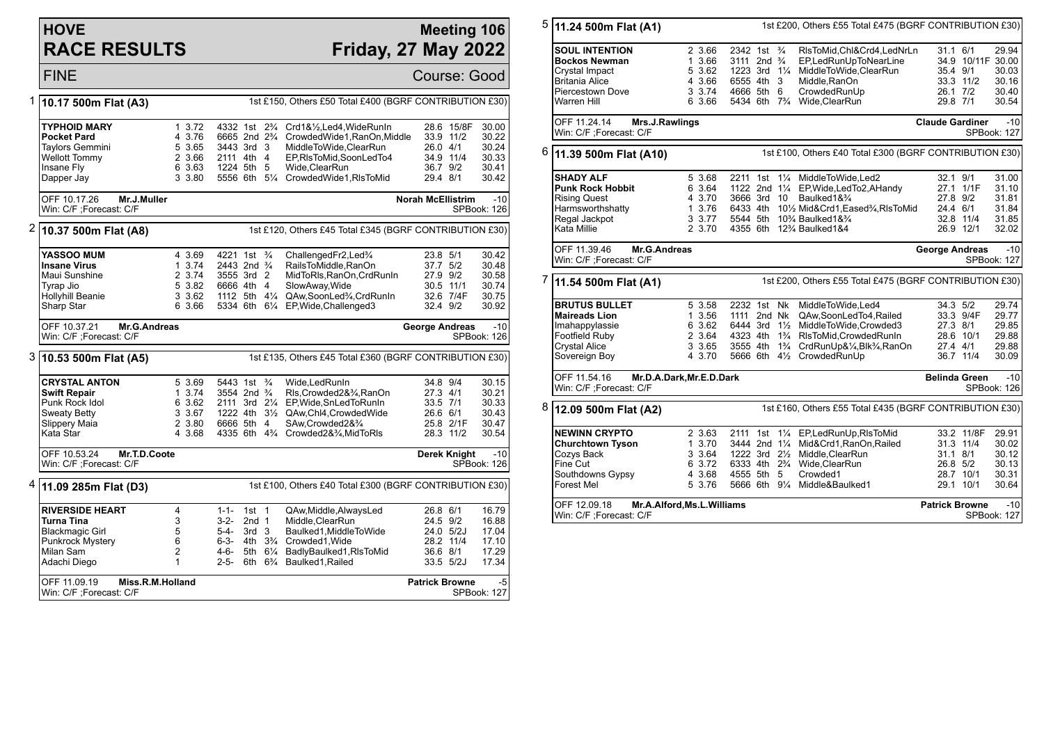# HOVE RACE RESULTS

## Meeting 106 Friday, 27 May 2022

FINE — Course: Good

### 1 10.17 500m Flat (A3)

1st £150, Others £50 Total £400 (BGRF CONTRIBUTION £30)

| Greyhound | Trap | Split | Sect | Pos | Dist | Comment | Weight | SP | Time |
|---|---|---|---|---|---|---|---|---|---|
| **TYPHOID MARY** | 1 | 3.72 | 4332 | 1st | 2¾ | Crd1&½,Led4,WideRunIn | 28.6 | 15/8F | 30.00 |
| **Pocket Pard** | 4 | 3.76 | 6665 | 2nd | 2¾ | CrowdedWide1,RanOn,Middle | 33.9 | 11/2 | 30.22 |
| Taylors Gemmini | 5 | 3.65 | 3443 | 3rd | 3 | MiddleToWide,ClearRun | 26.0 | 4/1 | 30.24 |
| Wellott Tommy | 2 | 3.66 | 2111 | 4th | 4 | EP,RlsToMid,SoonLedTo4 | 34.9 | 11/4 | 30.33 |
| Insane Fly | 6 | 3.63 | 1224 | 5th | 5 | Wide,ClearRun | 36.7 | 9/2 | 30.41 |
| Dapper Jay | 3 | 3.80 | 5556 | 6th | 5¼ | CrowdedWide1,RlsToMid | 29.4 | 8/1 | 30.42 |

OFF 10.17.26 **Mr.J.Muller** — **Norah McEllistrim** -10
Win: C/F ;Forecast: C/F — SPBook: 126

### 2 10.37 500m Flat (A8)

1st £120, Others £45 Total £345 (BGRF CONTRIBUTION £30)

| Greyhound | Trap | Split | Sect | Pos | Dist | Comment | Weight | SP | Time |
|---|---|---|---|---|---|---|---|---|---|
| **YASSOO MUM** | 4 | 3.69 | 4221 | 1st | ¾ | ChallengedFr2,Led¾ | 23.8 | 5/1 | 30.42 |
| **Insane Virus** | 1 | 3.74 | 2443 | 2nd | ¾ | RailsToMiddle,RanOn | 37.7 | 5/2 | 30.48 |
| Maui Sunshine | 2 | 3.74 | 3555 | 3rd | 2 | MidToRls,RanOn,CrdRunIn | 27.9 | 9/2 | 30.58 |
| Tyrap Jio | 5 | 3.82 | 6666 | 4th | 4 | SlowAway,Wide | 30.5 | 11/1 | 30.74 |
| Hollyhill Beanie | 3 | 3.62 | 1112 | 5th | 4¼ | QAw,SoonLed¾,CrdRunIn | 32.6 | 7/4F | 30.75 |
| Sharp Star | 6 | 3.66 | 5334 | 6th | 6¼ | EP,Wide,Challenged3 | 32.4 | 9/2 | 30.92 |

OFF 10.37.21 **Mr.G.Andreas** — **George Andreas** -10
Win: C/F ;Forecast: C/F — SPBook: 126

### 3 10.53 500m Flat (A5)

1st £135, Others £45 Total £360 (BGRF CONTRIBUTION £30)

| Greyhound | Trap | Split | Sect | Pos | Dist | Comment | Weight | SP | Time |
|---|---|---|---|---|---|---|---|---|---|
| **CRYSTAL ANTON** | 5 | 3.69 | 5443 | 1st | ¾ | Wide,LedRunIn | 34.8 | 9/4 | 30.15 |
| **Swift Repair** | 1 | 3.74 | 3554 | 2nd | ¾ | Rls,Crowded2&¾,RanOn | 27.3 | 4/1 | 30.21 |
| Punk Rock Idol | 6 | 3.62 | 2111 | 3rd | 2¼ | EP,Wide,SnLedToRunIn | 33.5 | 7/1 | 30.33 |
| Sweaty Betty | 3 | 3.67 | 1222 | 4th | 3½ | QAw,Chl4,CrowdedWide | 26.6 | 6/1 | 30.43 |
| Slippery Maia | 2 | 3.80 | 6666 | 5th | 4 | SAw,Crowded2&¾ | 25.8 | 2/1F | 30.47 |
| Kata Star | 4 | 3.68 | 4335 | 6th | 4¾ | Crowded2&¾,MidToRls | 28.3 | 11/2 | 30.54 |

OFF 10.53.24 **Mr.T.D.Coote** — **Derek Knight** -10
Win: C/F ;Forecast: C/F — SPBook: 126

### 4 11.09 285m Flat (D3)

1st £100, Others £40 Total £300 (BGRF CONTRIBUTION £30)

| Greyhound | Trap | Sect | Pos | Dist | Comment | Weight | SP | Time |
|---|---|---|---|---|---|---|---|---|
| **RIVERSIDE HEART** | 4 | 1-1- | 1st | 1 | QAw,Middle,AlwaysLed | 26.8 | 6/1 | 16.79 |
| **Turna Tina** | 3 | 3-2- | 2nd | 1 | Middle,ClearRun | 24.5 | 9/2 | 16.88 |
| Blackmagic Girl | 5 | 5-4- | 3rd | 3 | Baulked1,MiddleToWide | 24.0 | 5/2J | 17.04 |
| Punkrock Mystery | 6 | 6-3- | 4th | 3¾ | Crowded1,Wide | 28.2 | 11/4 | 17.10 |
| Milan Sam | 2 | 4-6- | 5th | 6¼ | BadlyBaulked1,RlsToMid | 36.6 | 8/1 | 17.29 |
| Adachi Diego | 1 | 2-5- | 6th | 6¾ | Baulked1,Railed | 33.5 | 5/2J | 17.34 |

OFF 11.09.19 **Miss.R.M.Holland** — **Patrick Browne** -5
Win: C/F ;Forecast: C/F — SPBook: 127

### 5 11.24 500m Flat (A1)

1st £200, Others £55 Total £475 (BGRF CONTRIBUTION £30)

| Greyhound | Trap | Split | Sect | Pos | Dist | Comment | Weight | SP | Time |
|---|---|---|---|---|---|---|---|---|---|
| **SOUL INTENTION** | 2 | 3.66 | 2342 | 1st | ¾ | RlsToMid,Chl&Crd4,LedNrLn | 31.1 | 6/1 | 29.94 |
| **Bockos Newman** | 1 | 3.66 | 3111 | 2nd | ¾ | EP,LedRunUpToNearLine | 34.9 | 10/11F | 30.00 |
| Crystal Impact | 5 | 3.62 | 1223 | 3rd | 1¼ | MiddleToWide,ClearRun | 35.4 | 9/1 | 30.03 |
| Britania Alice | 4 | 3.66 | 6555 | 4th | 3 | Middle,RanOn | 33.3 | 11/2 | 30.16 |
| Piercestown Dove | 3 | 3.74 | 4666 | 5th | 6 | CrowdedRunUp | 26.1 | 7/2 | 30.40 |
| Warren Hill | 6 | 3.66 | 5434 | 6th | 7¾ | Wide,ClearRun | 29.8 | 7/1 | 30.54 |

OFF 11.24.14 **Mrs.J.Rawlings** — **Claude Gardiner** -10
Win: C/F ;Forecast: C/F — SPBook: 127

### 6 11.39 500m Flat (A10)

1st £100, Others £40 Total £300 (BGRF CONTRIBUTION £30)

| Greyhound | Trap | Split | Sect | Pos | Dist | Comment | Weight | SP | Time |
|---|---|---|---|---|---|---|---|---|---|
| **SHADY ALF** | 5 | 3.68 | 2211 | 1st | 1¼ | MiddleToWide,Led2 | 32.1 | 9/1 | 31.00 |
| **Punk Rock Hobbit** | 6 | 3.64 | 1122 | 2nd | 1¼ | EP,Wide,LedTo2,AHandy | 27.1 | 1/1F | 31.10 |
| Rising Quest | 4 | 3.70 | 3666 | 3rd | 10 | Baulked1&¾ | 27.8 | 9/2 | 31.81 |
| Harmsworthshatty | 1 | 3.76 | 6433 | 4th | 10½ | Mid&Crd1,Eased¾,RlsToMid | 24.4 | 6/1 | 31.84 |
| Regal Jackpot | 3 | 3.77 | 5544 | 5th | 10¾ | Baulked1&¾ | 32.8 | 11/4 | 31.85 |
| Kata Millie | 2 | 3.70 | 4355 | 6th | 12¾ | Baulked1&4 | 26.9 | 12/1 | 32.02 |

OFF 11.39.46 **Mr.G.Andreas** — **George Andreas** -10
Win: C/F ;Forecast: C/F — SPBook: 127

### 7 11.54 500m Flat (A1)

1st £200, Others £55 Total £475 (BGRF CONTRIBUTION £30)

| Greyhound | Trap | Split | Sect | Pos | Dist | Comment | Weight | SP | Time |
|---|---|---|---|---|---|---|---|---|---|
| **BRUTUS BULLET** | 5 | 3.58 | 2232 | 1st | Nk | MiddleToWide,Led4 | 34.3 | 5/2 | 29.74 |
| **Maireads Lion** | 1 | 3.56 | 1111 | 2nd | Nk | QAw,SoonLedTo4,Railed | 33.3 | 9/4F | 29.77 |
| Imahappylassie | 6 | 3.62 | 6444 | 3rd | 1½ | MiddleToWide,Crowded3 | 27.3 | 8/1 | 29.85 |
| Footfield Ruby | 2 | 3.64 | 4323 | 4th | 1¾ | RlsToMid,CrowdedRunIn | 28.6 | 10/1 | 29.88 |
| Crystal Alice | 3 | 3.65 | 3555 | 4th | 1¾ | CrdRunUp&¼,Blk¾,RanOn | 27.4 | 4/1 | 29.88 |
| Sovereign Boy | 4 | 3.70 | 5666 | 6th | 4½ | CrowdedRunUp | 36.7 | 11/4 | 30.09 |

OFF 11.54.16 **Mr.D.A.Dark,Mr.E.D.Dark** — **Belinda Green** -10
Win: C/F ;Forecast: C/F — SPBook: 126

### 8 12.09 500m Flat (A2)

1st £160, Others £55 Total £435 (BGRF CONTRIBUTION £30)

| Greyhound | Trap | Split | Sect | Pos | Dist | Comment | Weight | SP | Time |
|---|---|---|---|---|---|---|---|---|---|
| **NEWINN CRYPTO** | 2 | 3.63 | 2111 | 1st | 1¼ | EP,LedRunUp,RlsToMid | 33.2 | 11/8F | 29.91 |
| **Churchtown Tyson** | 1 | 3.70 | 3444 | 2nd | 1¼ | Mid&Crd1,RanOn,Railed | 31.3 | 11/4 | 30.02 |
| Cozys Back | 3 | 3.64 | 1222 | 3rd | 2½ | Middle,ClearRun | 31.1 | 8/1 | 30.12 |
| Fine Cut | 6 | 3.72 | 6333 | 4th | 2¾ | Wide,ClearRun | 26.8 | 5/2 | 30.13 |
| Southdowns Gypsy | 4 | 3.68 | 4555 | 5th | 5 | Crowded1 | 28.7 | 10/1 | 30.31 |
| Forest Mel | 5 | 3.76 | 5666 | 6th | 9¼ | Middle&Baulked1 | 29.1 | 10/1 | 30.64 |

OFF 12.09.18 **Mr.A.Alford,Ms.L.Williams** — **Patrick Browne** -10
Win: C/F ;Forecast: C/F — SPBook: 127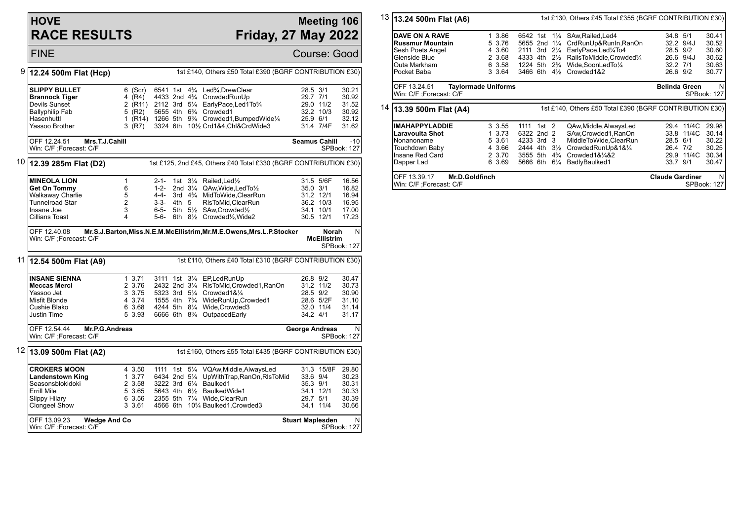# HOVE
# RACE RESULTS

## Meeting 106
## Friday, 27 May 2022

FINE — Course: Good

### 9 — 12.24 500m Flat (Hcp)
1st £140, Others £50 Total £390 (BGRF CONTRIBUTION £30)

| | | | | | | | | |
|---|---|---|---|---|---|---|---|---|
| **SLIPPY BULLET** | 6 (Scr) | 6541 | 1st | 4¾ | Led¾,DrewClear | 28.5 | 3/1 | 30.21 |
| **Brannock Tiger** | 4 (R4) | 4433 | 2nd | 4¾ | CrowdedRunUp | 29.7 | 7/1 | 30.92 |
| Devils Sunset | 2 (R11) | 2112 | 3rd | 5¼ | EarlyPace,Led1To¾ | 29.0 | 11/2 | 31.52 |
| Ballyphilip Fab | 5 (R2) | 5655 | 4th | 6¾ | Crowded1 | 32.2 | 10/3 | 30.92 |
| Hasenhuttl | 1 (R14) | 1266 | 5th | 9¾ | Crowded1,BumpedWide¼ | 25.9 | 6/1 | 32.12 |
| Yassoo Brother | 3 (R7) | 3324 | 6th | 10½ | Crd1&4,Chl&CrdWide3 | 31.4 | 7/4F | 31.62 |

OFF 12.24.51 **Mrs.T.J.Cahill** — **Seamus Cahill** -10
Win: C/F ;Forecast: C/F — SPBook: 127

### 10 — 12.39 285m Flat (D2)
1st £125, 2nd £45, Others £40 Total £330 (BGRF CONTRIBUTION £30)

| | | | | | | | | |
|---|---|---|---|---|---|---|---|---|
| **MINEOLA LION** | 1 | 2-1- | 1st | 3¼ | Railed,Led½ | 31.5 | 5/6F | 16.56 |
| **Get On Tommy** | 6 | 1-2- | 2nd | 3¼ | QAw,Wide,LedTo½ | 35.0 | 3/1 | 16.82 |
| Walkaway Charlie | 5 | 4-4- | 3rd | 4¾ | MidToWide,ClearRun | 31.2 | 12/1 | 16.94 |
| Tunnelroad Star | 2 | 3-3- | 4th | 5 | RlsToMid,ClearRun | 36.2 | 10/3 | 16.95 |
| Insane Joe | 3 | 6-5- | 5th | 5½ | SAw,Crowded½ | 34.1 | 10/1 | 17.00 |
| Cillians Toast | 4 | 5-6- | 6th | 8½ | Crowded½,Wide2 | 30.5 | 12/1 | 17.23 |

OFF 12.40.08 **Mr.S.J.Barton,Miss.N.E.M.McEllistrim,Mr.M.E.Owens,Mrs.L.P.Stocker** — **Norah McEllistrim** N
Win: C/F ;Forecast: C/F — SPBook: 127

### 11 — 12.54 500m Flat (A9)
1st £110, Others £40 Total £310 (BGRF CONTRIBUTION £30)

| | | | | | | | | |
|---|---|---|---|---|---|---|---|---|
| **INSANE SIENNA** | 1 3.71 | 3111 | 1st | 3¼ | EP,LedRunUp | 26.8 | 9/2 | 30.47 |
| **Meccas Merci** | 2 3.76 | 2432 | 2nd | 3¼ | RlsToMid,Crowded1,RanOn | 31.2 | 11/2 | 30.73 |
| Yassoo Jet | 3 3.75 | 5323 | 3rd | 5¼ | Crowded1&¼ | 28.5 | 9/2 | 30.90 |
| Misfit Blonde | 4 3.74 | 1555 | 4th | 7¾ | WideRunUp,Crowded1 | 28.6 | 5/2F | 31.10 |
| Cushie Blako | 6 3.68 | 4244 | 5th | 8¼ | Wide,Crowded3 | 32.0 | 11/4 | 31.14 |
| Justin Time | 5 3.93 | 6666 | 6th | 8¾ | OutpacedEarly | 34.2 | 4/1 | 31.17 |

OFF 12.54.44 **Mr.P.G.Andreas** — **George Andreas** N
Win: C/F ;Forecast: C/F — SPBook: 127

### 12 — 13.09 500m Flat (A2)
1st £160, Others £55 Total £435 (BGRF CONTRIBUTION £30)

| | | | | | | | | |
|---|---|---|---|---|---|---|---|---|
| **CROKERS MOON** | 4 3.50 | 1111 | 1st | 5¼ | VQAw,Middle,AlwaysLed | 31.3 | 15/8F | 29.80 |
| **Landenstown King** | 1 3.77 | 6434 | 2nd | 5¼ | UpWithTrap,RanOn,RlsToMid | 33.6 | 9/4 | 30.23 |
| Seasonsblokidoki | 2 3.58 | 3222 | 3rd | 6¼ | Baulked1 | 35.3 | 9/1 | 30.31 |
| Errill Mile | 5 3.65 | 5643 | 4th | 6½ | BaulkedWide1 | 34.1 | 12/1 | 30.33 |
| Slippy Hilary | 6 3.56 | 2355 | 5th | 7¼ | Wide,ClearRun | 29.7 | 5/1 | 30.39 |
| Clongeel Show | 3 3.61 | 4566 | 6th | 10¾ | Baulked1,Crowded3 | 34.1 | 11/4 | 30.66 |

OFF 13.09.23 **Wedge And Co** — **Stuart Maplesden** N
Win: C/F ;Forecast: C/F — SPBook: 127

### 13 — 13.24 500m Flat (A6)
1st £130, Others £45 Total £355 (BGRF CONTRIBUTION £30)

| | | | | | | | | |
|---|---|---|---|---|---|---|---|---|
| **DAVE ON A RAVE** | 1 3.86 | 6542 | 1st | 1¼ | SAw,Railed,Led4 | 34.8 | 5/1 | 30.41 |
| **Russmur Mountain** | 5 3.76 | 5655 | 2nd | 1¼ | CrdRunUp&RunIn,RanOn | 32.2 | 9/4J | 30.52 |
| Sesh Poets Angel | 4 3.60 | 2111 | 3rd | 2¼ | EarlyPace,Led¼To4 | 28.5 | 9/2 | 30.60 |
| Glenside Blue | 2 3.68 | 4333 | 4th | 2½ | RailsToMiddle,Crowded¾ | 26.6 | 9/4J | 30.62 |
| Outa Markham | 6 3.58 | 1224 | 5th | 2¾ | Wide,SoonLedTo¼ | 32.2 | 7/1 | 30.63 |
| Pocket Baba | 3 3.64 | 3466 | 6th | 4½ | Crowded1&2 | 26.6 | 9/2 | 30.77 |

OFF 13.24.51 **Taylormade Uniforms** — **Belinda Green** N
Win: C/F ;Forecast: C/F — SPBook: 127

### 14 — 13.39 500m Flat (A4)
1st £140, Others £50 Total £390 (BGRF CONTRIBUTION £30)

| | | | | | | | | |
|---|---|---|---|---|---|---|---|---|
| **IMAHAPPYLADDIE** | 3 3.55 | 1111 | 1st | 2 | QAw,Middle,AlwaysLed | 29.4 | 11/4C | 29.98 |
| **Laravoulta Shot** | 1 3.73 | 6322 | 2nd | 2 | SAw,Crowded1,RanOn | 33.8 | 11/4C | 30.14 |
| Nonanoname | 5 3.61 | 4233 | 3rd | 3 | MiddleToWide,ClearRun | 28.5 | 6/1 | 30.22 |
| Touchdown Baby | 4 3.66 | 2444 | 4th | 3½ | CrowdedRunUp&1&¼ | 26.4 | 7/2 | 30.25 |
| Insane Red Card | 2 3.70 | 3555 | 5th | 4¾ | Crowded1&¼&2 | 29.9 | 11/4C | 30.34 |
| Dapper Lad | 6 3.69 | 5666 | 6th | 6¼ | BadlyBaulked1 | 33.7 | 9/1 | 30.47 |

OFF 13.39.17 **Mr.D.Goldfinch** — **Claude Gardiner** N
Win: C/F ;Forecast: C/F — SPBook: 127